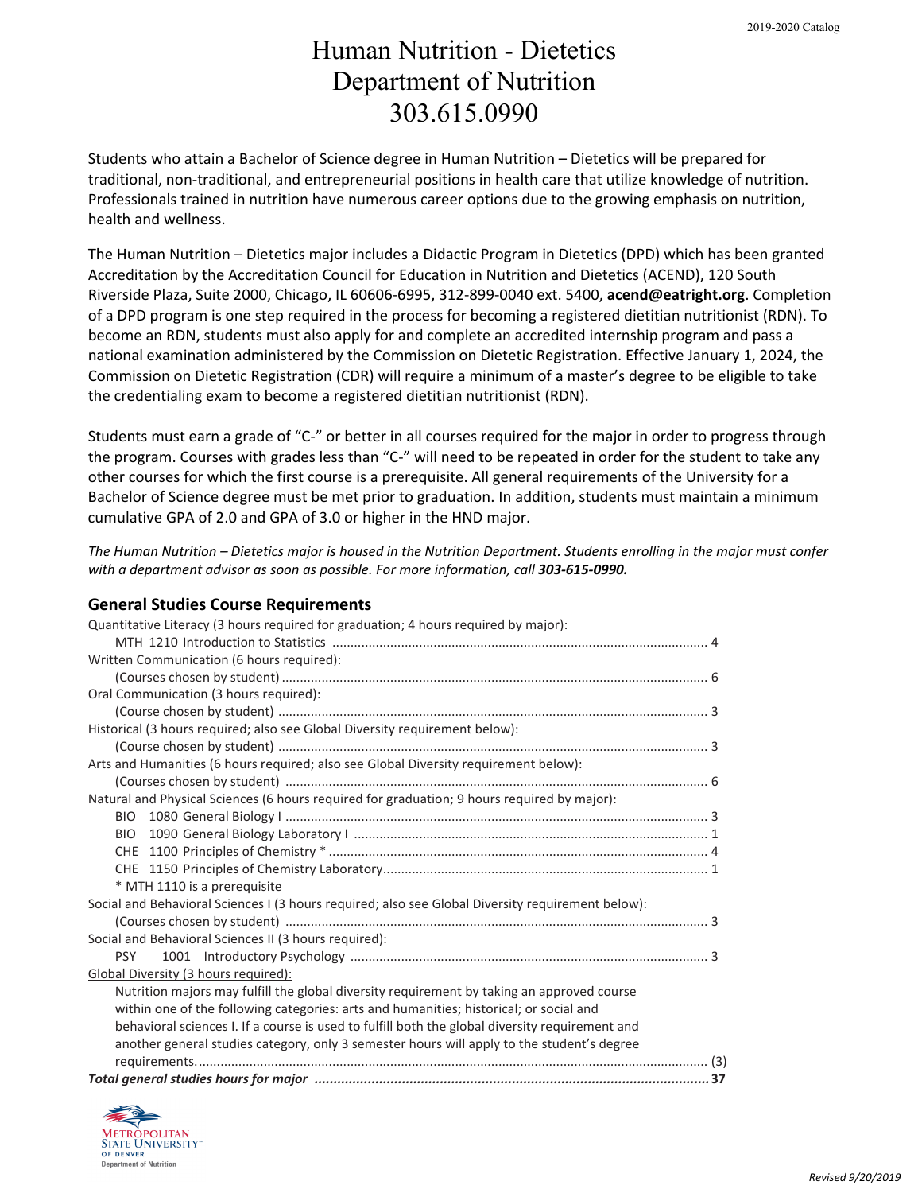# Human Nutrition - Dietetics
# Department of Nutrition
# 303.615.0990

Students who attain a Bachelor of Science degree in Human Nutrition – Dietetics will be prepared for traditional, non-traditional, and entrepreneurial positions in health care that utilize knowledge of nutrition. Professionals trained in nutrition have numerous career options due to the growing emphasis on nutrition, health and wellness.

The Human Nutrition – Dietetics major includes a Didactic Program in Dietetics (DPD) which has been granted Accreditation by the Accreditation Council for Education in Nutrition and Dietetics (ACEND), 120 South Riverside Plaza, Suite 2000, Chicago, IL 60606-6995, 312-899-0040 ext. 5400, **acend@eatright.org**. Completion of a DPD program is one step required in the process for becoming a registered dietitian nutritionist (RDN). To become an RDN, students must also apply for and complete an accredited internship program and pass a national examination administered by the Commission on Dietetic Registration. Effective January 1, 2024, the Commission on Dietetic Registration (CDR) will require a minimum of a master's degree to be eligible to take the credentialing exam to become a registered dietitian nutritionist (RDN).

Students must earn a grade of "C-" or better in all courses required for the major in order to progress through the program. Courses with grades less than "C-" will need to be repeated in order for the student to take any other courses for which the first course is a prerequisite. All general requirements of the University for a Bachelor of Science degree must be met prior to graduation. In addition, students must maintain a minimum cumulative GPA of 2.0 and GPA of 3.0 or higher in the HND major.

*The Human Nutrition – Dietetics major is housed in the Nutrition Department. Students enrolling in the major must confer with a department advisor as soon as possible. For more information, call **303-615-0990.***

## General Studies Course Requirements

Quantitative Literacy (3 hours required for graduation; 4 hours required by major):
- MTH 1210 Introduction to Statistics ..... 4

Written Communication (6 hours required):
- (Courses chosen by student) ..... 6

Oral Communication (3 hours required):
- (Course chosen by student) ..... 3

Historical (3 hours required; also see Global Diversity requirement below):
- (Course chosen by student) ..... 3

Arts and Humanities (6 hours required; also see Global Diversity requirement below):
- (Courses chosen by student) ..... 6

Natural and Physical Sciences (6 hours required for graduation; 9 hours required by major):
- BIO 1080 General Biology I ..... 3
- BIO 1090 General Biology Laboratory I ..... 1
- CHE 1100 Principles of Chemistry * ..... 4
- CHE 1150 Principles of Chemistry Laboratory ..... 1
- * MTH 1110 is a prerequisite

Social and Behavioral Sciences I (3 hours required; also see Global Diversity requirement below):
- (Courses chosen by student) ..... 3

Social and Behavioral Sciences II (3 hours required):
- PSY 1001 Introductory Psychology ..... 3

Global Diversity (3 hours required):
- Nutrition majors may fulfill the global diversity requirement by taking an approved course within one of the following categories: arts and humanities; historical; or social and behavioral sciences I. If a course is used to fulfill both the global diversity requirement and another general studies category, only 3 semester hours will apply to the student's degree requirements. ..... (3)

***Total general studies hours for major ..... 37***

Metropolitan State University of Denver
Department of Nutrition

*Revised 9/20/2019*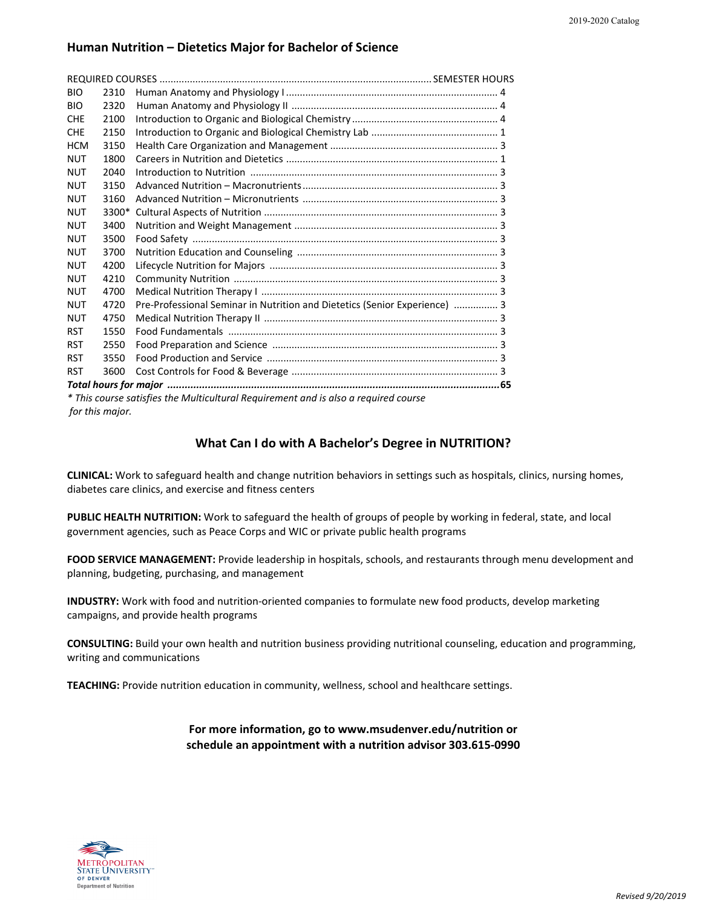## Human Nutrition – Dietetics Major for Bachelor of Science

| REQUIRED COURSES | | | SEMESTER HOURS |
|---|---|---|---|
| BIO | 2310 | Human Anatomy and Physiology I | 4 |
| BIO | 2320 | Human Anatomy and Physiology II | 4 |
| CHE | 2100 | Introduction to Organic and Biological Chemistry | 4 |
| CHE | 2150 | Introduction to Organic and Biological Chemistry Lab | 1 |
| HCM | 3150 | Health Care Organization and Management | 3 |
| NUT | 1800 | Careers in Nutrition and Dietetics | 1 |
| NUT | 2040 | Introduction to Nutrition | 3 |
| NUT | 3150 | Advanced Nutrition – Macronutrients | 3 |
| NUT | 3160 | Advanced Nutrition – Micronutrients | 3 |
| NUT | 3300* | Cultural Aspects of Nutrition | 3 |
| NUT | 3400 | Nutrition and Weight Management | 3 |
| NUT | 3500 | Food Safety | 3 |
| NUT | 3700 | Nutrition Education and Counseling | 3 |
| NUT | 4200 | Lifecycle Nutrition for Majors | 3 |
| NUT | 4210 | Community Nutrition | 3 |
| NUT | 4700 | Medical Nutrition Therapy I | 3 |
| NUT | 4720 | Pre-Professional Seminar in Nutrition and Dietetics (Senior Experience) | 3 |
| NUT | 4750 | Medical Nutrition Therapy II | 3 |
| RST | 1550 | Food Fundamentals | 3 |
| RST | 2550 | Food Preparation and Science | 3 |
| RST | 3550 | Food Production and Service | 3 |
| RST | 3600 | Cost Controls for Food & Beverage | 3 |
| ***Total hours for major*** | | | **65** |

*\* This course satisfies the Multicultural Requirement and is also a required course for this major.*

### What Can I do with A Bachelor's Degree in NUTRITION?

**CLINICAL:** Work to safeguard health and change nutrition behaviors in settings such as hospitals, clinics, nursing homes, diabetes care clinics, and exercise and fitness centers

**PUBLIC HEALTH NUTRITION:** Work to safeguard the health of groups of people by working in federal, state, and local government agencies, such as Peace Corps and WIC or private public health programs

**FOOD SERVICE MANAGEMENT:** Provide leadership in hospitals, schools, and restaurants through menu development and planning, budgeting, purchasing, and management

**INDUSTRY:** Work with food and nutrition-oriented companies to formulate new food products, develop marketing campaigns, and provide health programs

**CONSULTING:** Build your own health and nutrition business providing nutritional counseling, education and programming, writing and communications

**TEACHING:** Provide nutrition education in community, wellness, school and healthcare settings.

**For more information, go to www.msudenver.edu/nutrition or schedule an appointment with a nutrition advisor 303.615-0990**

Metropolitan State University of Denver
Department of Nutrition

*Revised 9/20/2019*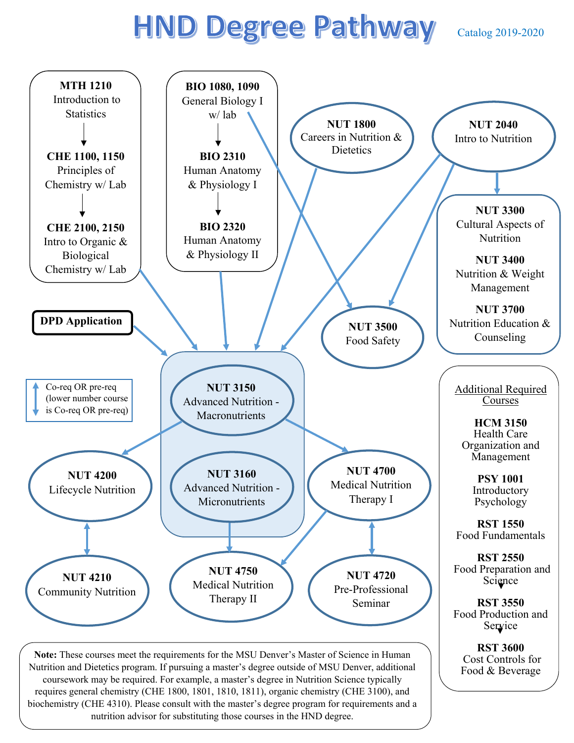# HND Degree Pathway

Catalog 2019-2020

**MTH 1210**
Introduction to Statistics

**CHE 1100, 1150**
Principles of Chemistry w/ Lab

**CHE 2100, 2150**
Intro to Organic & Biological Chemistry w/ Lab

**BIO 1080, 1090**
General Biology I w/ lab

**BIO 2310**
Human Anatomy & Physiology I

**BIO 2320**
Human Anatomy & Physiology II

**NUT 1800**
Careers in Nutrition & Dietetics

**NUT 2040**
Intro to Nutrition

**NUT 3300**
Cultural Aspects of Nutrition

**NUT 3400**
Nutrition & Weight Management

**NUT 3700**
Nutrition Education & Counseling

**NUT 3500**
Food Safety

**DPD Application**

Co-req OR pre-req (lower number course is Co-req OR pre-req)

**NUT 3150**
Advanced Nutrition - Macronutrients

**NUT 3160**
Advanced Nutrition - Micronutrients

**NUT 4200**
Lifecycle Nutrition

**NUT 4210**
Community Nutrition

**NUT 4700**
Medical Nutrition Therapy I

**NUT 4750**
Medical Nutrition Therapy II

**NUT 4720**
Pre-Professional Seminar

## Additional Required Courses

**HCM 3150**
Health Care Organization and Management

**PSY 1001**
Introductory Psychology

**RST 1550**
Food Fundamentals

**RST 2550**
Food Preparation and Science

**RST 3550**
Food Production and Service

**RST 3600**
Cost Controls for Food & Beverage

**Note:** These courses meet the requirements for the MSU Denver's Master of Science in Human Nutrition and Dietetics program. If pursuing a master's degree outside of MSU Denver, additional coursework may be required. For example, a master's degree in Nutrition Science typically requires general chemistry (CHE 1800, 1801, 1810, 1811), organic chemistry (CHE 3100), and biochemistry (CHE 4310). Please consult with the master's degree program for requirements and a nutrition advisor for substituting those courses in the HND degree.